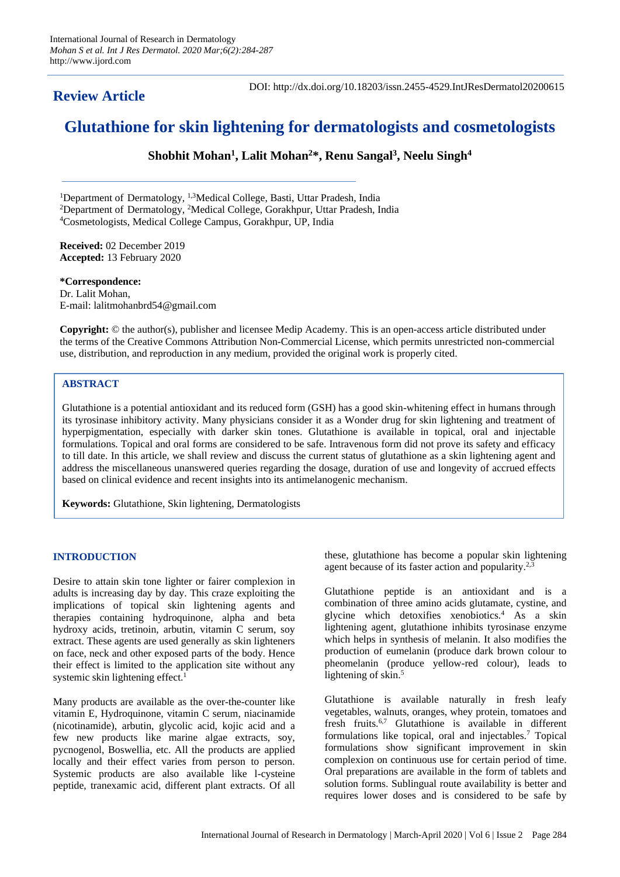## Review Article

DOI: http://dx.doi.org/10.18203/issn.2455-4529.IntJResDermatol20200615

# Glutathione for skin lightening for dermatologists and cosmetologists

**Shobhit Mohan[1], Lalit Mohan[2]*, Renu Sangal[3], Neelu Singh[4]**

[1]Department of Dermatology, [1,3]Medical College, Basti, Uttar Pradesh, India
[2]Department of Dermatology, [2]Medical College, Gorakhpur, Uttar Pradesh, India
[4]Cosmetologists, Medical College Campus, Gorakhpur, UP, India

**Received:** 02 December 2019
**Accepted:** 13 February 2020

**\*Correspondence:**
Dr. Lalit Mohan,
E-mail: lalitmohanbrd54@gmail.com

**Copyright:** © the author(s), publisher and licensee Medip Academy. This is an open-access article distributed under the terms of the Creative Commons Attribution Non-Commercial License, which permits unrestricted non-commercial use, distribution, and reproduction in any medium, provided the original work is properly cited.

## ABSTRACT

Glutathione is a potential antioxidant and its reduced form (GSH) has a good skin-whitening effect in humans through its tyrosinase inhibitory activity. Many physicians consider it as a Wonder drug for skin lightening and treatment of hyperpigmentation, especially with darker skin tones. Glutathione is available in topical, oral and injectable formulations. Topical and oral forms are considered to be safe. Intravenous form did not prove its safety and efficacy to till date. In this article, we shall review and discuss the current status of glutathione as a skin lightening agent and address the miscellaneous unanswered queries regarding the dosage, duration of use and longevity of accrued effects based on clinical evidence and recent insights into its antimelanogenic mechanism.

**Keywords:** Glutathione, Skin lightening, Dermatologists

## INTRODUCTION

Desire to attain skin tone lighter or fairer complexion in adults is increasing day by day. This craze exploiting the implications of topical skin lightening agents and therapies containing hydroquinone, alpha and beta hydroxy acids, tretinoin, arbutin, vitamin C serum, soy extract. These agents are used generally as skin lighteners on face, neck and other exposed parts of the body. Hence their effect is limited to the application site without any systemic skin lightening effect.[1]

Many products are available as the over-the-counter like vitamin E, Hydroquinone, vitamin C serum, niacinamide (nicotinamide), arbutin, glycolic acid, kojic acid and a few new products like marine algae extracts, soy, pycnogenol, Boswellia, etc. All the products are applied locally and their effect varies from person to person. Systemic products are also available like l-cysteine peptide, tranexamic acid, different plant extracts. Of all these, glutathione has become a popular skin lightening agent because of its faster action and popularity.[2,3]

Glutathione peptide is an antioxidant and is a combination of three amino acids glutamate, cystine, and glycine which detoxifies xenobiotics.[4] As a skin lightening agent, glutathione inhibits tyrosinase enzyme which helps in synthesis of melanin. It also modifies the production of eumelanin (produce dark brown colour to pheomelanin (produce yellow-red colour), leads to lightening of skin.[5]

Glutathione is available naturally in fresh leafy vegetables, walnuts, oranges, whey protein, tomatoes and fresh fruits.[6,7] Glutathione is available in different formulations like topical, oral and injectables.[7] Topical formulations show significant improvement in skin complexion on continuous use for certain period of time. Oral preparations are available in the form of tablets and solution forms. Sublingual route availability is better and requires lower doses and is considered to be safe by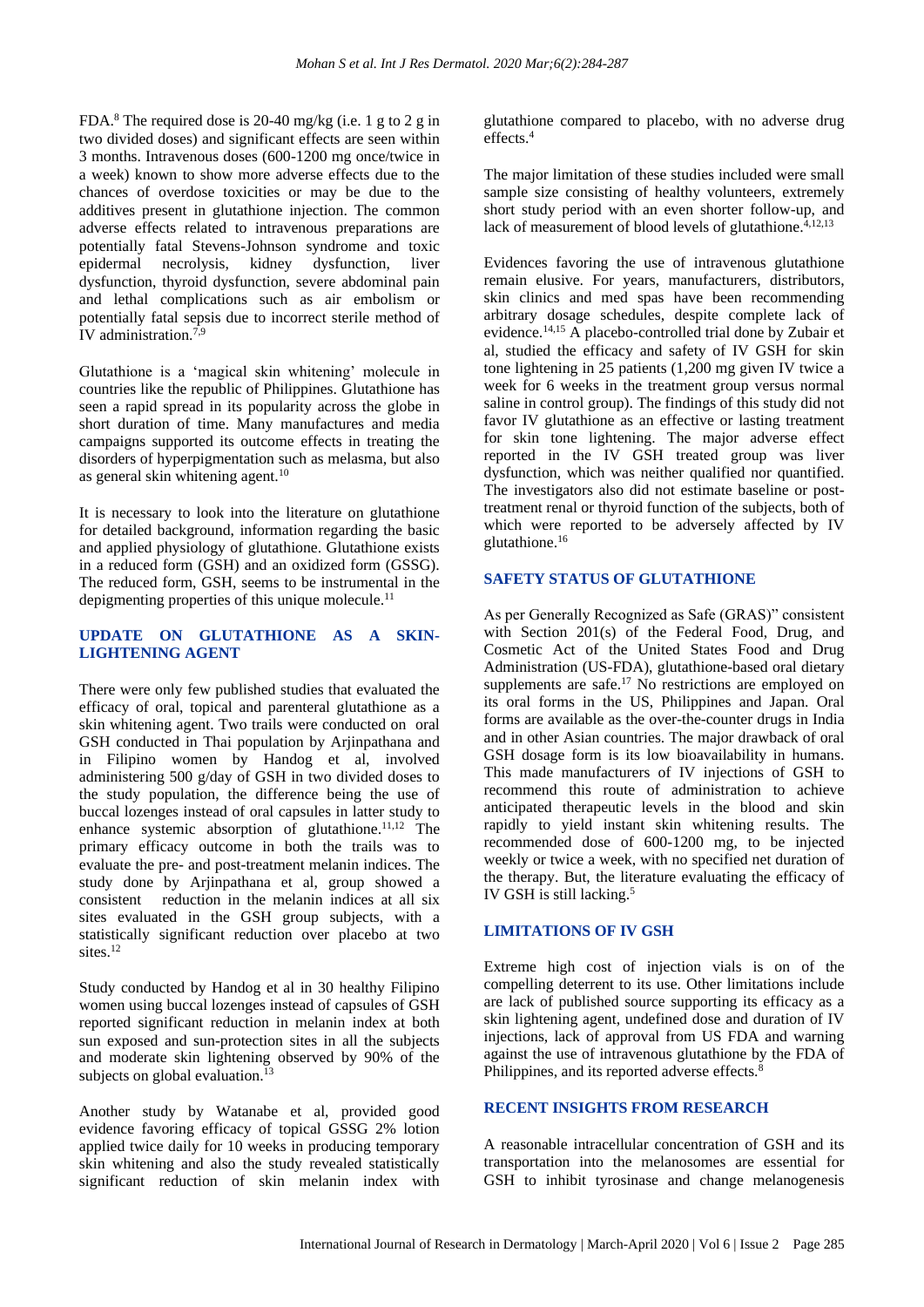FDA.[8] The required dose is 20-40 mg/kg (i.e. 1 g to 2 g in two divided doses) and significant effects are seen within 3 months. Intravenous doses (600-1200 mg once/twice in a week) known to show more adverse effects due to the chances of overdose toxicities or may be due to the additives present in glutathione injection. The common adverse effects related to intravenous preparations are potentially fatal Stevens-Johnson syndrome and toxic epidermal necrolysis, kidney dysfunction, liver dysfunction, thyroid dysfunction, severe abdominal pain and lethal complications such as air embolism or potentially fatal sepsis due to incorrect sterile method of IV administration.[7,9]

Glutathione is a 'magical skin whitening' molecule in countries like the republic of Philippines. Glutathione has seen a rapid spread in its popularity across the globe in short duration of time. Many manufactures and media campaigns supported its outcome effects in treating the disorders of hyperpigmentation such as melasma, but also as general skin whitening agent.[10]

It is necessary to look into the literature on glutathione for detailed background, information regarding the basic and applied physiology of glutathione. Glutathione exists in a reduced form (GSH) and an oxidized form (GSSG). The reduced form, GSH, seems to be instrumental in the depigmenting properties of this unique molecule.[11]

## UPDATE ON GLUTATHIONE AS A SKIN-LIGHTENING AGENT

There were only few published studies that evaluated the efficacy of oral, topical and parenteral glutathione as a skin whitening agent. Two trails were conducted on oral GSH conducted in Thai population by Arjinpathana and in Filipino women by Handog et al, involved administering 500 g/day of GSH in two divided doses to the study population, the difference being the use of buccal lozenges instead of oral capsules in latter study to enhance systemic absorption of glutathione.[11,12] The primary efficacy outcome in both the trails was to evaluate the pre- and post-treatment melanin indices. The study done by Arjinpathana et al, group showed a consistent reduction in the melanin indices at all six sites evaluated in the GSH group subjects, with a statistically significant reduction over placebo at two sites.[12]

Study conducted by Handog et al in 30 healthy Filipino women using buccal lozenges instead of capsules of GSH reported significant reduction in melanin index at both sun exposed and sun-protection sites in all the subjects and moderate skin lightening observed by 90% of the subjects on global evaluation.[13]

Another study by Watanabe et al, provided good evidence favoring efficacy of topical GSSG 2% lotion applied twice daily for 10 weeks in producing temporary skin whitening and also the study revealed statistically significant reduction of skin melanin index with glutathione compared to placebo, with no adverse drug effects.[4]

The major limitation of these studies included were small sample size consisting of healthy volunteers, extremely short study period with an even shorter follow-up, and lack of measurement of blood levels of glutathione.[4,12,13]

Evidences favoring the use of intravenous glutathione remain elusive. For years, manufacturers, distributors, skin clinics and med spas have been recommending arbitrary dosage schedules, despite complete lack of evidence.[14,15] A placebo-controlled trial done by Zubair et al, studied the efficacy and safety of IV GSH for skin tone lightening in 25 patients (1,200 mg given IV twice a week for 6 weeks in the treatment group versus normal saline in control group). The findings of this study did not favor IV glutathione as an effective or lasting treatment for skin tone lightening. The major adverse effect reported in the IV GSH treated group was liver dysfunction, which was neither qualified nor quantified. The investigators also did not estimate baseline or post-treatment renal or thyroid function of the subjects, both of which were reported to be adversely affected by IV glutathione.[16]

## SAFETY STATUS OF GLUTATHIONE

As per Generally Recognized as Safe (GRAS)" consistent with Section 201(s) of the Federal Food, Drug, and Cosmetic Act of the United States Food and Drug Administration (US-FDA), glutathione-based oral dietary supplements are safe.[17] No restrictions are employed on its oral forms in the US, Philippines and Japan. Oral forms are available as the over-the-counter drugs in India and in other Asian countries. The major drawback of oral GSH dosage form is its low bioavailability in humans. This made manufacturers of IV injections of GSH to recommend this route of administration to achieve anticipated therapeutic levels in the blood and skin rapidly to yield instant skin whitening results. The recommended dose of 600-1200 mg, to be injected weekly or twice a week, with no specified net duration of the therapy. But, the literature evaluating the efficacy of IV GSH is still lacking.[5]

## LIMITATIONS OF IV GSH

Extreme high cost of injection vials is on of the compelling deterrent to its use. Other limitations include are lack of published source supporting its efficacy as a skin lightening agent, undefined dose and duration of IV injections, lack of approval from US FDA and warning against the use of intravenous glutathione by the FDA of Philippines, and its reported adverse effects.[8]

## RECENT INSIGHTS FROM RESEARCH

A reasonable intracellular concentration of GSH and its transportation into the melanosomes are essential for GSH to inhibit tyrosinase and change melanogenesis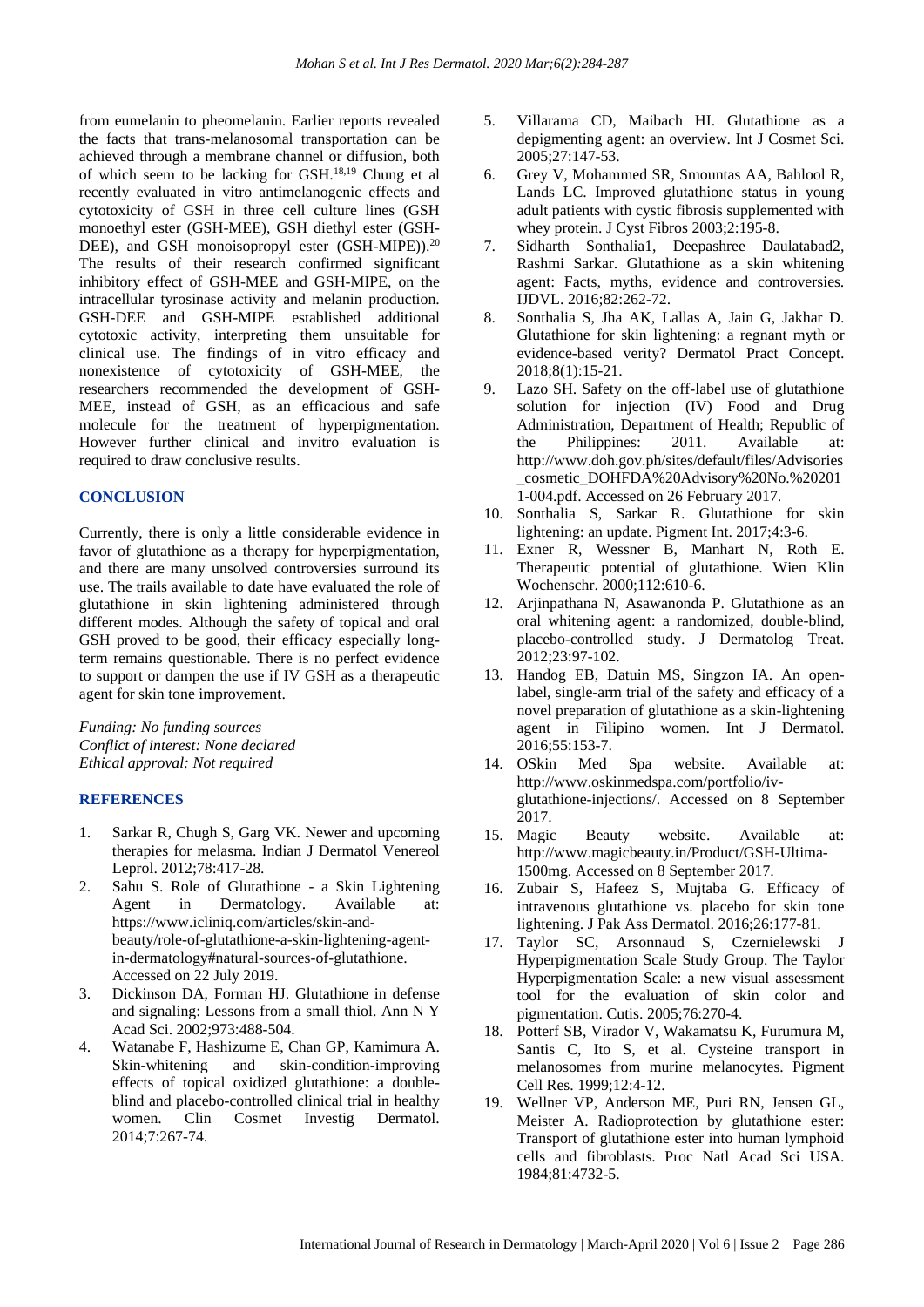from eumelanin to pheomelanin. Earlier reports revealed the facts that trans-melanosomal transportation can be achieved through a membrane channel or diffusion, both of which seem to be lacking for GSH.[18,19] Chung et al recently evaluated in vitro antimelanogenic effects and cytotoxicity of GSH in three cell culture lines (GSH monoethyl ester (GSH-MEE), GSH diethyl ester (GSH-DEE), and GSH monoisopropyl ester (GSH-MIPE)).[20] The results of their research confirmed significant inhibitory effect of GSH-MEE and GSH-MIPE, on the intracellular tyrosinase activity and melanin production. GSH-DEE and GSH-MIPE established additional cytotoxic activity, interpreting them unsuitable for clinical use. The findings of in vitro efficacy and nonexistence of cytotoxicity of GSH-MEE, the researchers recommended the development of GSH-MEE, instead of GSH, as an efficacious and safe molecule for the treatment of hyperpigmentation. However further clinical and invitro evaluation is required to draw conclusive results.

## CONCLUSION

Currently, there is only a little considerable evidence in favor of glutathione as a therapy for hyperpigmentation, and there are many unsolved controversies surround its use. The trails available to date have evaluated the role of glutathione in skin lightening administered through different modes. Although the safety of topical and oral GSH proved to be good, their efficacy especially long-term remains questionable. There is no perfect evidence to support or dampen the use if IV GSH as a therapeutic agent for skin tone improvement.

*Funding: No funding sources*
*Conflict of interest: None declared*
*Ethical approval: Not required*

## REFERENCES

1. Sarkar R, Chugh S, Garg VK. Newer and upcoming therapies for melasma. Indian J Dermatol Venereol Leprol. 2012;78:417-28.
2. Sahu S. Role of Glutathione - a Skin Lightening Agent in Dermatology. Available at: https://www.icliniq.com/articles/skin-and-beauty/role-of-glutathione-a-skin-lightening-agent-in-dermatology#natural-sources-of-glutathione. Accessed on 22 July 2019.
3. Dickinson DA, Forman HJ. Glutathione in defense and signaling: Lessons from a small thiol. Ann N Y Acad Sci. 2002;973:488-504.
4. Watanabe F, Hashizume E, Chan GP, Kamimura A. Skin-whitening and skin-condition-improving effects of topical oxidized glutathione: a double-blind and placebo-controlled clinical trial in healthy women. Clin Cosmet Investig Dermatol. 2014;7:267-74.
5. Villarama CD, Maibach HI. Glutathione as a depigmenting agent: an overview. Int J Cosmet Sci. 2005;27:147-53.
6. Grey V, Mohammed SR, Smountas AA, Bahlool R, Lands LC. Improved glutathione status in young adult patients with cystic fibrosis supplemented with whey protein. J Cyst Fibros 2003;2:195-8.
7. Sidharth Sonthalia1, Deepashree Daulatabad2, Rashmi Sarkar. Glutathione as a skin whitening agent: Facts, myths, evidence and controversies. IJDVL. 2016;82:262-72.
8. Sonthalia S, Jha AK, Lallas A, Jain G, Jakhar D. Glutathione for skin lightening: a regnant myth or evidence-based verity? Dermatol Pract Concept. 2018;8(1):15-21.
9. Lazo SH. Safety on the off-label use of glutathione solution for injection (IV) Food and Drug Administration, Department of Health; Republic of the Philippines: 2011. Available at: http://www.doh.gov.ph/sites/default/files/Advisories_cosmetic_DOHFDA%20Advisory%20No.%202011-004.pdf. Accessed on 26 February 2017.
10. Sonthalia S, Sarkar R. Glutathione for skin lightening: an update. Pigment Int. 2017;4:3-6.
11. Exner R, Wessner B, Manhart N, Roth E. Therapeutic potential of glutathione. Wien Klin Wochenschr. 2000;112:610-6.
12. Arjinpathana N, Asawanonda P. Glutathione as an oral whitening agent: a randomized, double-blind, placebo-controlled study. J Dermatolog Treat. 2012;23:97-102.
13. Handog EB, Datuin MS, Singzon IA. An open-label, single-arm trial of the safety and efficacy of a novel preparation of glutathione as a skin-lightening agent in Filipino women. Int J Dermatol. 2016;55:153-7.
14. OSkin Med Spa website. Available at: http://www.oskinmedspa.com/portfolio/iv-glutathione-injections/. Accessed on 8 September 2017.
15. Magic Beauty website. Available at: http://www.magicbeauty.in/Product/GSH-Ultima-1500mg. Accessed on 8 September 2017.
16. Zubair S, Hafeez S, Mujtaba G. Efficacy of intravenous glutathione vs. placebo for skin tone lightening. J Pak Ass Dermatol. 2016;26:177-81.
17. Taylor SC, Arsonnaud S, Czernielewski J Hyperpigmentation Scale Study Group. The Taylor Hyperpigmentation Scale: a new visual assessment tool for the evaluation of skin color and pigmentation. Cutis. 2005;76:270-4.
18. Potterf SB, Virador V, Wakamatsu K, Furumura M, Santis C, Ito S, et al. Cysteine transport in melanosomes from murine melanocytes. Pigment Cell Res. 1999;12:4-12.
19. Wellner VP, Anderson ME, Puri RN, Jensen GL, Meister A. Radioprotection by glutathione ester: Transport of glutathione ester into human lymphoid cells and fibroblasts. Proc Natl Acad Sci USA. 1984;81:4732-5.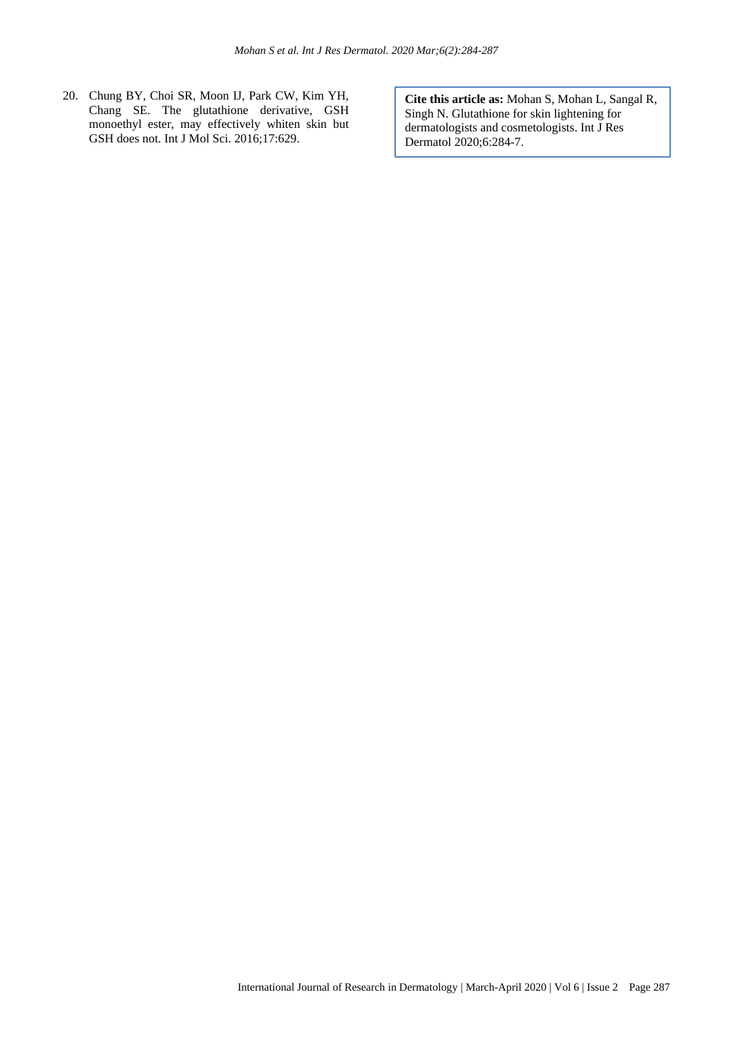20. Chung BY, Choi SR, Moon IJ, Park CW, Kim YH, Chang SE. The glutathione derivative, GSH monoethyl ester, may effectively whiten skin but GSH does not. Int J Mol Sci. 2016;17:629.

**Cite this article as:** Mohan S, Mohan L, Sangal R, Singh N. Glutathione for skin lightening for dermatologists and cosmetologists. Int J Res Dermatol 2020;6:284-7.